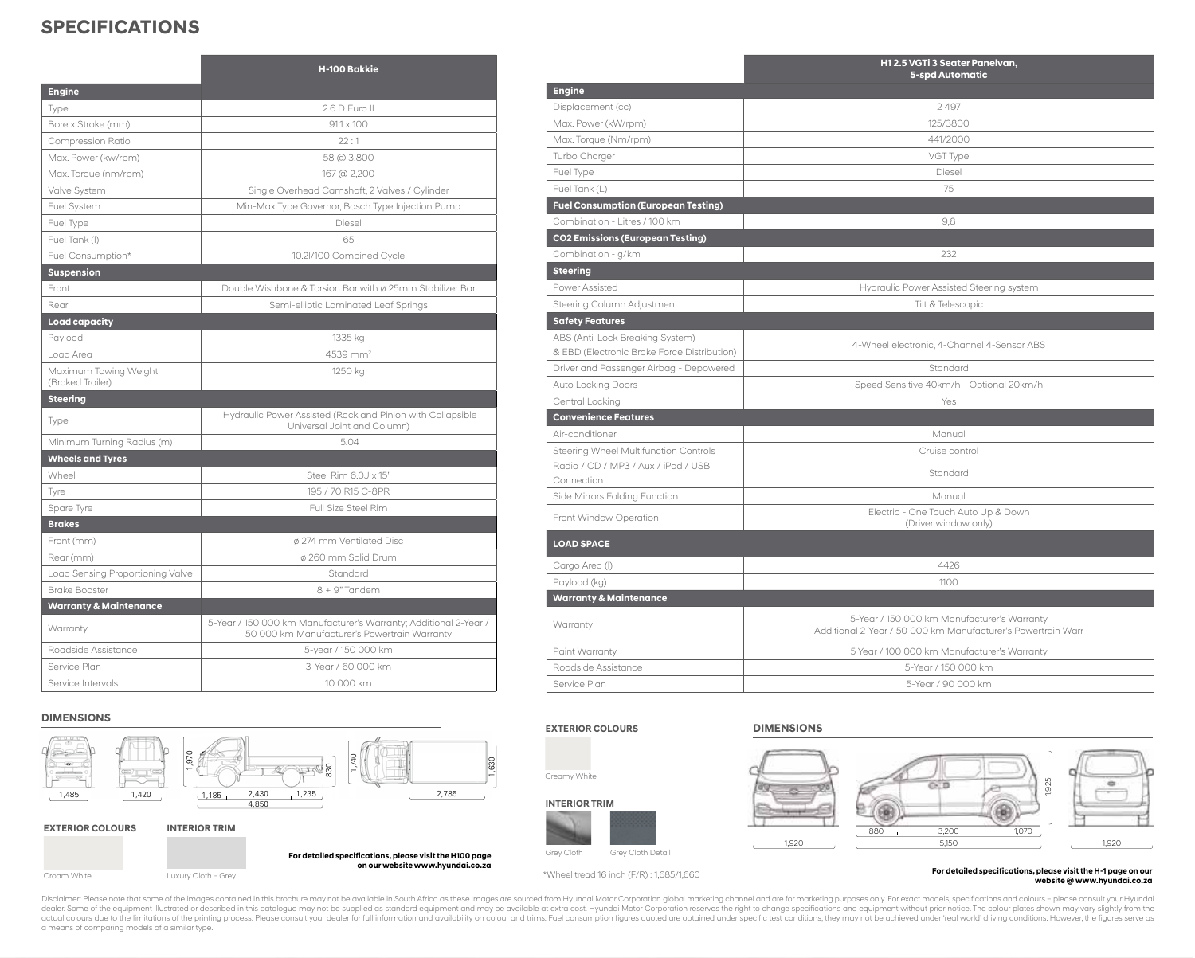# SPECIFICATIONS

| | H-100 Bakkie |
|---|---|
| **Engine** | |
| Type | 2.6 D Euro II |
| Bore x Stroke (mm) | 91.1 x 100 |
| Compression Ratio | 22 : 1 |
| Max. Power (kw/rpm) | 58 @ 3,800 |
| Max. Torque (nm/rpm) | 167 @ 2,200 |
| Valve System | Single Overhead Camshaft, 2 Valves / Cylinder |
| Fuel System | Min-Max Type Governor, Bosch Type Injection Pump |
| Fuel Type | Diesel |
| Fuel Tank (l) | 65 |
| Fuel Consumption* | 10.2l/100 Combined Cycle |
| **Suspension** | |
| Front | Double Wishbone & Torsion Bar with ø 25mm Stabilizer Bar |
| Rear | Semi-elliptic Laminated Leaf Springs |
| **Load capacity** | |
| Payload | 1335 kg |
| Load Area | 4539 $mm^2$ |
| Maximum Towing Weight (Braked Trailer) | 1250 kg |
| **Steering** | |
| Type | Hydraulic Power Assisted (Rack and Pinion with Collapsible Universal Joint and Column) |
| Minimum Turning Radius (m) | 5.04 |
| **Wheels and Tyres** | |
| Wheel | Steel Rim 6.0J x 15" |
| Tyre | 195 / 70 R15 C-8PR |
| Spare Tyre | Full Size Steel Rim |
| **Brakes** | |
| Front (mm) | ø 274 mm Ventilated Disc |
| Rear (mm) | ø 260 mm Solid Drum |
| Load Sensing Proportioning Valve | Standard |
| Brake Booster | 8 + 9" Tandem |
| **Warranty & Maintenance** | |
| Warranty | 5-Year / 150 000 km Manufacturer's Warranty; Additional 2-Year / 50 000 km Manufacturer's Powertrain Warranty |
| Roadside Assistance | 5-year / 150 000 km |
| Service Plan | 3-Year / 60 000 km |
| Service Intervals | 10 000 km |

## DIMENSIONS

1,485 · 1,420 · 1,970 · 830 · 1,185 · 2,430 · 1,235 · 4,850 · 1,740 · 1,630 · 2,785

**EXTERIOR COLOURS**

Cream White

**INTERIOR TRIM**

Luxury Cloth - Grey

**For detailed specifications, please visit the H100 page on our website www.hyundai.co.za**

| | H1 2.5 VGTi 3 Seater Panelvan, 5-spd Automatic |
|---|---|
| **Engine** | |
| Displacement (cc) | 2 497 |
| Max. Power (kW/rpm) | 125/3800 |
| Max. Torque (Nm/rpm) | 441/2000 |
| Turbo Charger | VGT Type |
| Fuel Type | Diesel |
| Fuel Tank (L) | 75 |
| **Fuel Consumption (European Testing)** | |
| Combination - Litres / 100 km | 9,8 |
| **CO2 Emissions (European Testing)** | |
| Combination - g/km | 232 |
| **Steering** | |
| Power Assisted | Hydraulic Power Assisted Steering system |
| Steering Column Adjustment | Tilt & Telescopic |
| **Safety Features** | |
| ABS (Anti-Lock Breaking System) & EBD (Electronic Brake Force Distribution) | 4-Wheel electronic, 4-Channel 4-Sensor ABS |
| Driver and Passenger Airbag - Depowered | Standard |
| Auto Locking Doors | Speed Sensitive 40km/h - Optional 20km/h |
| Central Locking | Yes |
| **Convenience Features** | |
| Air-conditioner | Manual |
| Steering Wheel Multifunction Controls | Cruise control |
| Radio / CD / MP3 / Aux / iPod / USB Connection | Standard |
| Side Mirrors Folding Function | Manual |
| Front Window Operation | Electric - One Touch Auto Up & Down (Driver window only) |
| **LOAD SPACE** | |
| Cargo Area (l) | 4426 |
| Payload (kg) | 1100 |
| **Warranty & Maintenance** | |
| Warranty | 5-Year / 150 000 km Manufacturer's Warranty Additional 2-Year / 50 000 km Manufacturer's Powertrain Warr |
| Paint Warranty | 5 Year / 100 000 km Manufacturer's Warranty |
| Roadside Assistance | 5-Year / 150 000 km |
| Service Plan | 5-Year / 90 000 km |

**EXTERIOR COLOURS**

Creamy White

**INTERIOR TRIM**

Grey Cloth · Grey Cloth Detail

*Wheel tread 16 inch (F/R) : 1,685/1,660

## DIMENSIONS

1,920 · 880 · 3,200 · 1,070 · 5,150 · 1925 · 1,920

**For detailed specifications, please visit the H-1 page on our website @ www.hyundai.co.za**

Disclaimer: Please note that some of the images contained in this brochure may not be available in South Africa as these images are sourced from Hyundai Motor Corporation global marketing channel and are for marketing purposes only. For exact models, specifications and colours – please consult your Hyundai dealer. Some of the equipment illustrated or described in this catalogue may not be supplied as standard equipment and may be available at extra cost. Hyundai Motor Corporation reserves the right to change specifications and equipment without prior notice. The colour plates shown may vary slightly from the actual colours due to the limitations of the printing process. Please consult your dealer for full information and availability on colour and trims. Fuel consumption figures quoted are obtained under specific test conditions, they may not be achieved under 'real world' driving conditions. However, the figures serve as a means of comparing models of a similar type.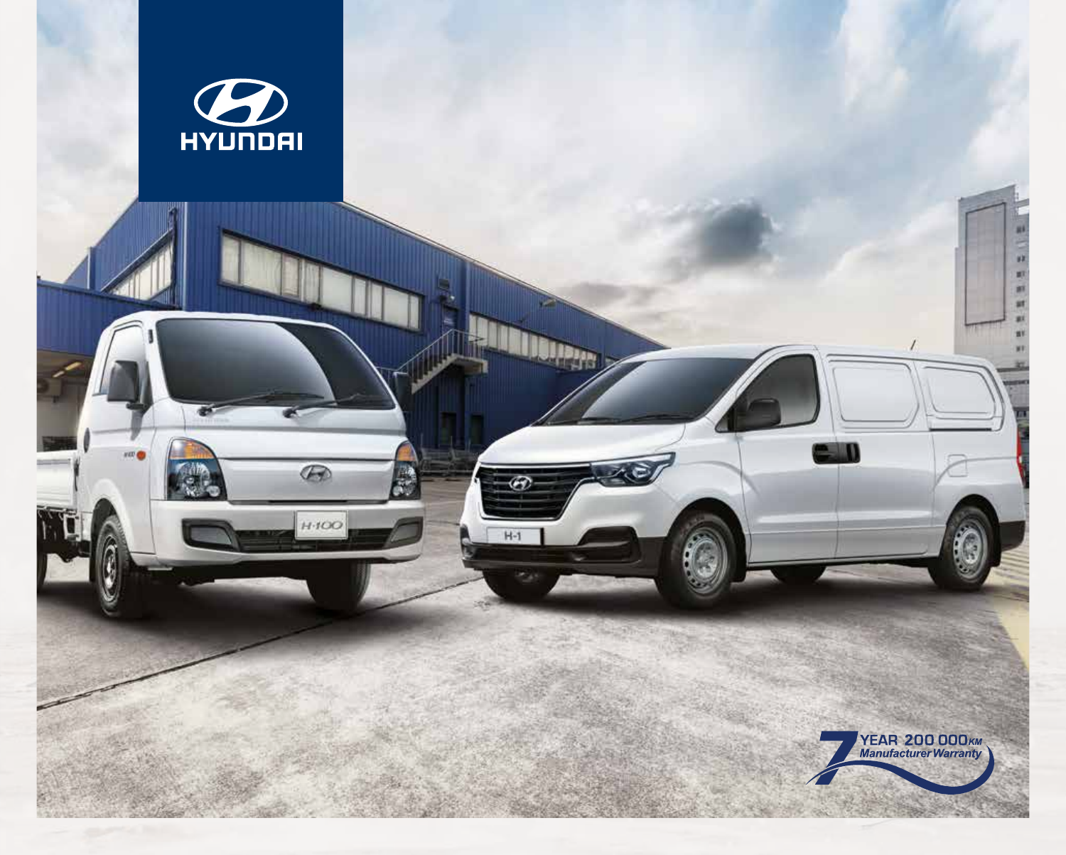HYUNDAI

YEAR 200 000KM
Manufacturer Warranty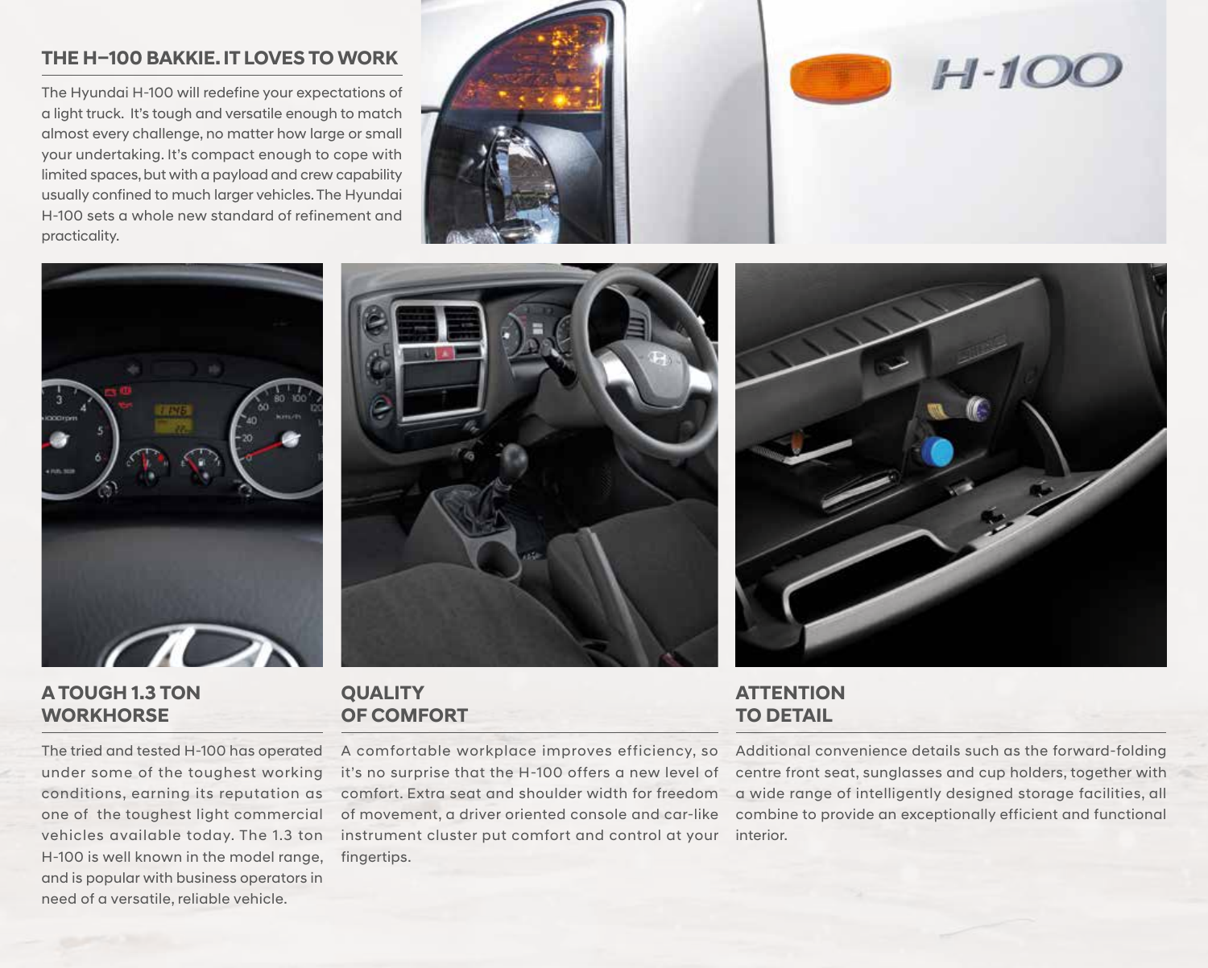## THE H–100 BAKKIE. IT LOVES TO WORK

The Hyundai H-100 will redefine your expectations of a light truck. It's tough and versatile enough to match almost every challenge, no matter how large or small your undertaking. It's compact enough to cope with limited spaces, but with a payload and crew capability usually confined to much larger vehicles. The Hyundai H-100 sets a whole new standard of refinement and practicality.

## A TOUGH 1.3 TON WORKHORSE

The tried and tested H-100 has operated under some of the toughest working conditions, earning its reputation as one of the toughest light commercial vehicles available today. The 1.3 ton H-100 is well known in the model range, and is popular with business operators in need of a versatile, reliable vehicle.

## QUALITY OF COMFORT

A comfortable workplace improves efficiency, so it's no surprise that the H-100 offers a new level of comfort. Extra seat and shoulder width for freedom of movement, a driver oriented console and car-like instrument cluster put comfort and control at your fingertips.

## ATTENTION TO DETAIL

Additional convenience details such as the forward-folding centre front seat, sunglasses and cup holders, together with a wide range of intelligently designed storage facilities, all combine to provide an exceptionally efficient and functional interior.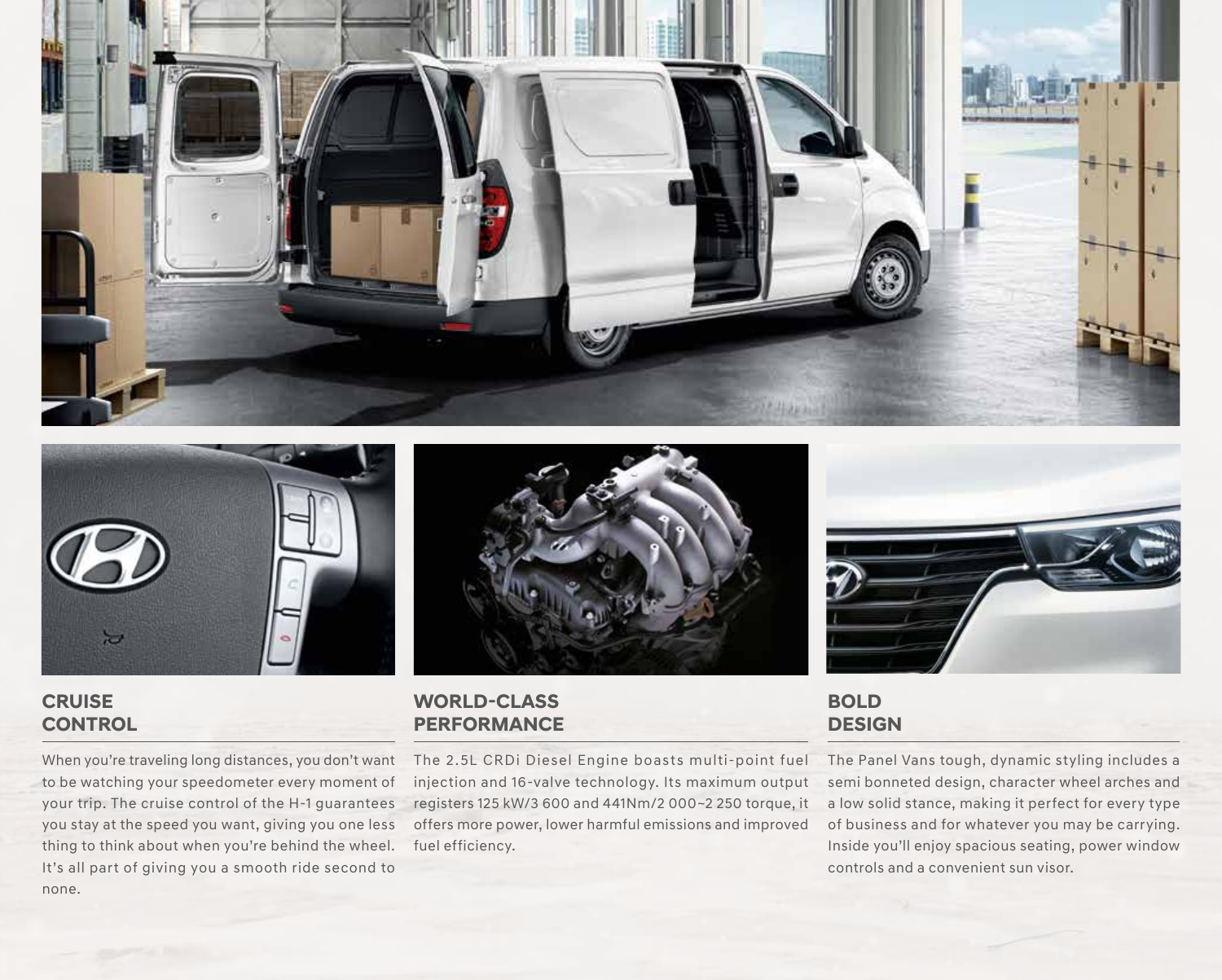## CRUISE CONTROL

When you're traveling long distances, you don't want to be watching your speedometer every moment of your trip. The cruise control of the H-1 guarantees you stay at the speed you want, giving you one less thing to think about when you're behind the wheel. It's all part of giving you a smooth ride second to none.

## WORLD-CLASS PERFORMANCE

The 2.5L CRDi Diesel Engine boasts multi-point fuel injection and 16-valve technology. Its maximum output registers 125 kW/3 600 and 441Nm/2 000~2 250 torque, it offers more power, lower harmful emissions and improved fuel efficiency.

## BOLD DESIGN

The Panel Vans tough, dynamic styling includes a semi bonneted design, character wheel arches and a low solid stance, making it perfect for every type of business and for whatever you may be carrying. Inside you'll enjoy spacious seating, power window controls and a convenient sun visor.